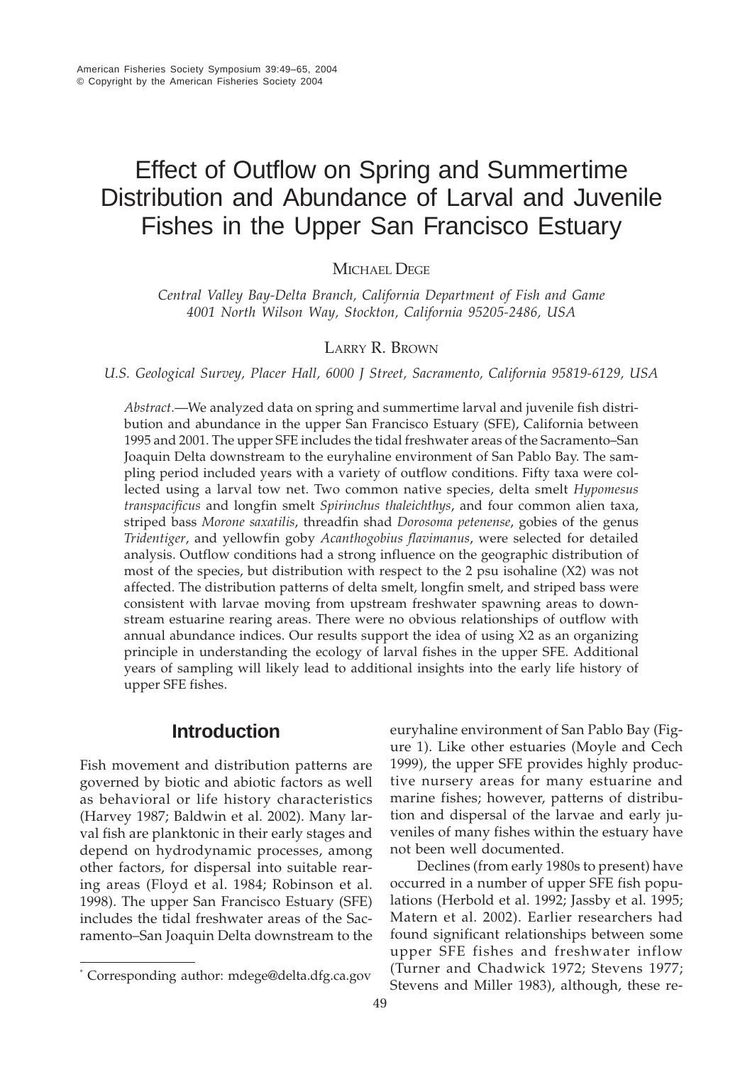# Effect of Outflow on Spring and Summertime Distribution and Abundance of Larval and Juvenile Fishes in the Upper San Francisco Estuary

MICHAEL DEGE

*Central Valley Bay-Delta Branch, California Department of Fish and Game*
*4001 North Wilson Way, Stockton, California 95205-2486, USA*

LARRY R. BROWN

*U.S. Geological Survey, Placer Hall, 6000 J Street, Sacramento, California 95819-6129, USA*

*Abstract.*—We analyzed data on spring and summertime larval and juvenile fish distribution and abundance in the upper San Francisco Estuary (SFE), California between 1995 and 2001. The upper SFE includes the tidal freshwater areas of the Sacramento–San Joaquin Delta downstream to the euryhaline environment of San Pablo Bay. The sampling period included years with a variety of outflow conditions. Fifty taxa were collected using a larval tow net. Two common native species, delta smelt *Hypomesus transpacificus* and longfin smelt *Spirinchus thaleichthys*, and four common alien taxa, striped bass *Morone saxatilis*, threadfin shad *Dorosoma petenense*, gobies of the genus *Tridentiger*, and yellowfin goby *Acanthogobius flavimanus*, were selected for detailed analysis. Outflow conditions had a strong influence on the geographic distribution of most of the species, but distribution with respect to the 2 psu isohaline (X2) was not affected. The distribution patterns of delta smelt, longfin smelt, and striped bass were consistent with larvae moving from upstream freshwater spawning areas to downstream estuarine rearing areas. There were no obvious relationships of outflow with annual abundance indices. Our results support the idea of using X2 as an organizing principle in understanding the ecology of larval fishes in the upper SFE. Additional years of sampling will likely lead to additional insights into the early life history of upper SFE fishes.

## Introduction

Fish movement and distribution patterns are governed by biotic and abiotic factors as well as behavioral or life history characteristics (Harvey 1987; Baldwin et al. 2002). Many larval fish are planktonic in their early stages and depend on hydrodynamic processes, among other factors, for dispersal into suitable rearing areas (Floyd et al. 1984; Robinson et al. 1998). The upper San Francisco Estuary (SFE) includes the tidal freshwater areas of the Sacramento–San Joaquin Delta downstream to the euryhaline environment of San Pablo Bay (Figure 1). Like other estuaries (Moyle and Cech 1999), the upper SFE provides highly productive nursery areas for many estuarine and marine fishes; however, patterns of distribution and dispersal of the larvae and early juveniles of many fishes within the estuary have not been well documented.

Declines (from early 1980s to present) have occurred in a number of upper SFE fish populations (Herbold et al. 1992; Jassby et al. 1995; Matern et al. 2002). Earlier researchers had found significant relationships between some upper SFE fishes and freshwater inflow (Turner and Chadwick 1972; Stevens 1977; Stevens and Miller 1983), although, these re-

[*] Corresponding author: mdege@delta.dfg.ca.gov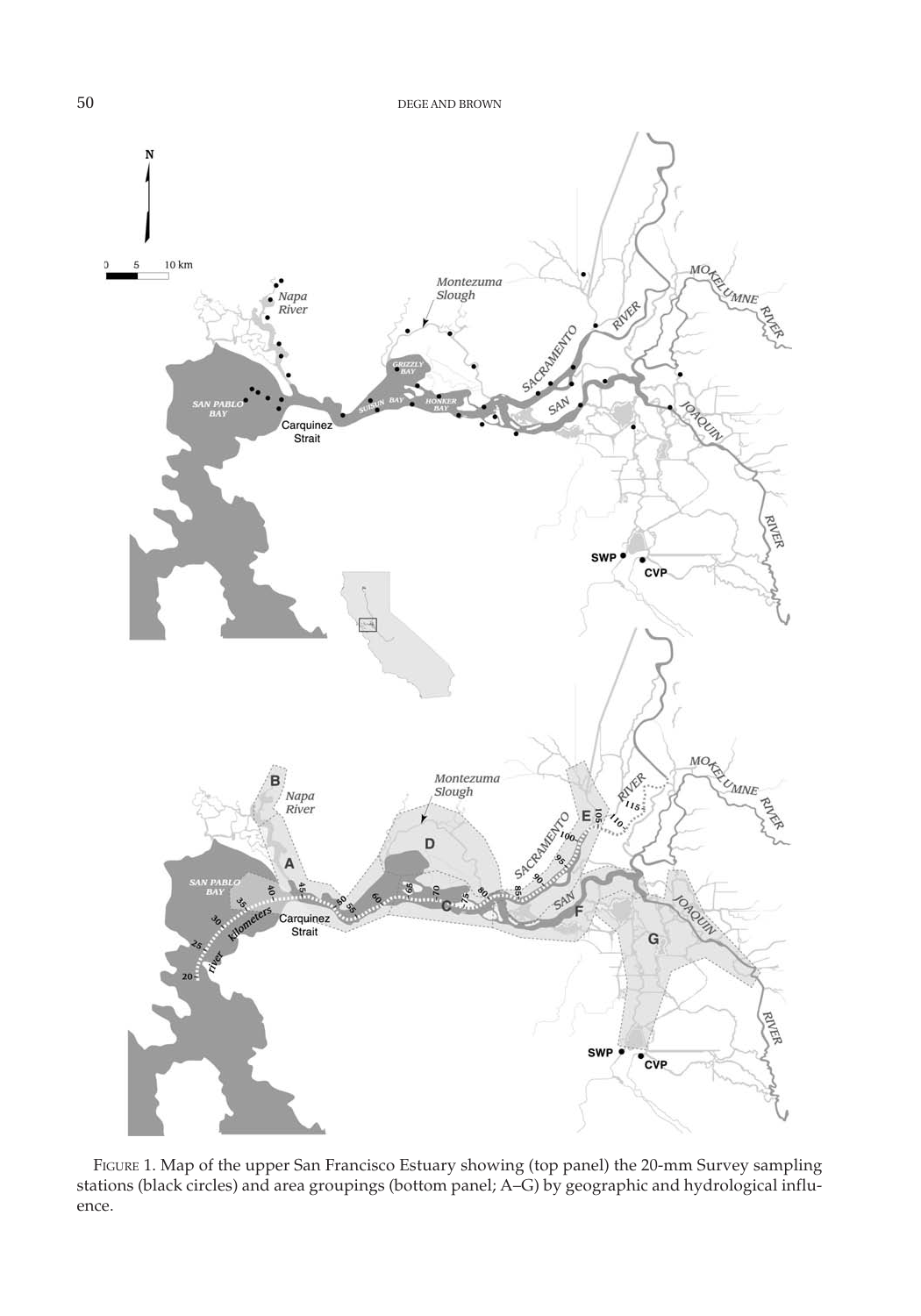FIGURE 1. Map of the upper San Francisco Estuary showing (top panel) the 20-mm Survey sampling stations (black circles) and area groupings (bottom panel; A–G) by geographic and hydrological influence.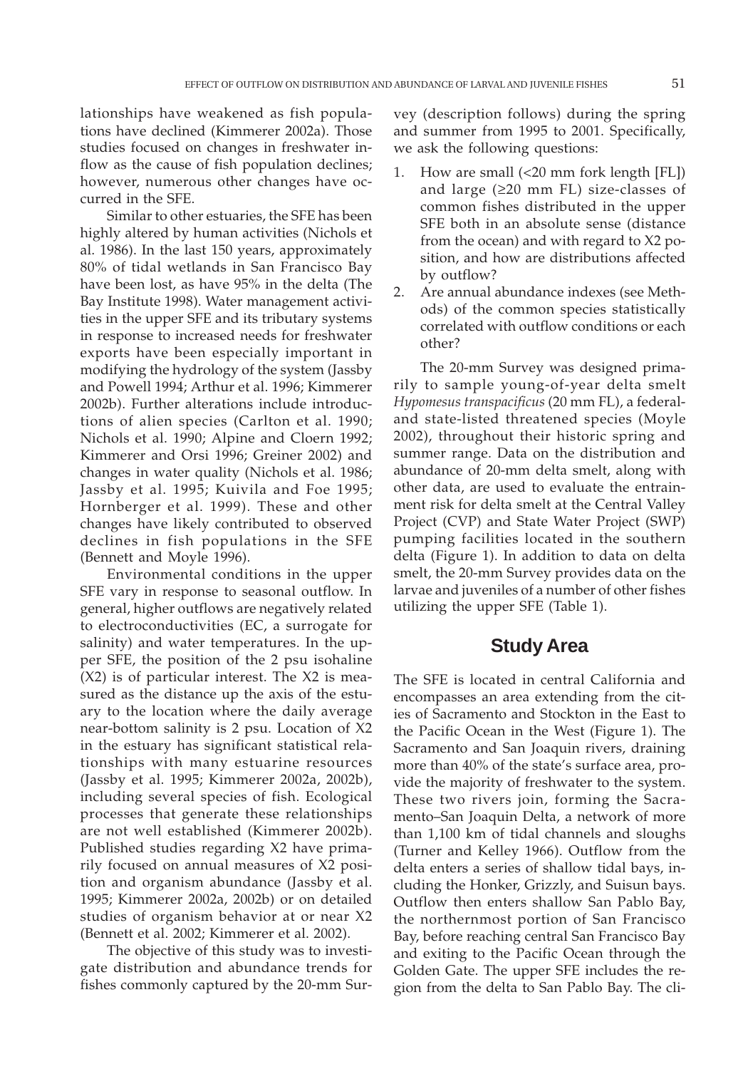lationships have weakened as fish populations have declined (Kimmerer 2002a). Those studies focused on changes in freshwater inflow as the cause of fish population declines; however, numerous other changes have occurred in the SFE.

Similar to other estuaries, the SFE has been highly altered by human activities (Nichols et al. 1986). In the last 150 years, approximately 80% of tidal wetlands in San Francisco Bay have been lost, as have 95% in the delta (The Bay Institute 1998). Water management activities in the upper SFE and its tributary systems in response to increased needs for freshwater exports have been especially important in modifying the hydrology of the system (Jassby and Powell 1994; Arthur et al. 1996; Kimmerer 2002b). Further alterations include introductions of alien species (Carlton et al. 1990; Nichols et al. 1990; Alpine and Cloern 1992; Kimmerer and Orsi 1996; Greiner 2002) and changes in water quality (Nichols et al. 1986; Jassby et al. 1995; Kuivila and Foe 1995; Hornberger et al. 1999). These and other changes have likely contributed to observed declines in fish populations in the SFE (Bennett and Moyle 1996).

Environmental conditions in the upper SFE vary in response to seasonal outflow. In general, higher outflows are negatively related to electroconductivities (EC, a surrogate for salinity) and water temperatures. In the upper SFE, the position of the 2 psu isohaline (X2) is of particular interest. The X2 is measured as the distance up the axis of the estuary to the location where the daily average near-bottom salinity is 2 psu. Location of X2 in the estuary has significant statistical relationships with many estuarine resources (Jassby et al. 1995; Kimmerer 2002a, 2002b), including several species of fish. Ecological processes that generate these relationships are not well established (Kimmerer 2002b). Published studies regarding X2 have primarily focused on annual measures of X2 position and organism abundance (Jassby et al. 1995; Kimmerer 2002a, 2002b) or on detailed studies of organism behavior at or near X2 (Bennett et al. 2002; Kimmerer et al. 2002).

The objective of this study was to investigate distribution and abundance trends for fishes commonly captured by the 20-mm Survey (description follows) during the spring and summer from 1995 to 2001. Specifically, we ask the following questions:

1. How are small (<20 mm fork length [FL]) and large (≥20 mm FL) size-classes of common fishes distributed in the upper SFE both in an absolute sense (distance from the ocean) and with regard to X2 position, and how are distributions affected by outflow?
2. Are annual abundance indexes (see Methods) of the common species statistically correlated with outflow conditions or each other?

The 20-mm Survey was designed primarily to sample young-of-year delta smelt *Hypomesus transpacificus* (20 mm FL), a federal- and state-listed threatened species (Moyle 2002), throughout their historic spring and summer range. Data on the distribution and abundance of 20-mm delta smelt, along with other data, are used to evaluate the entrainment risk for delta smelt at the Central Valley Project (CVP) and State Water Project (SWP) pumping facilities located in the southern delta (Figure 1). In addition to data on delta smelt, the 20-mm Survey provides data on the larvae and juveniles of a number of other fishes utilizing the upper SFE (Table 1).

## Study Area

The SFE is located in central California and encompasses an area extending from the cities of Sacramento and Stockton in the East to the Pacific Ocean in the West (Figure 1). The Sacramento and San Joaquin rivers, draining more than 40% of the state's surface area, provide the majority of freshwater to the system. These two rivers join, forming the Sacramento–San Joaquin Delta, a network of more than 1,100 km of tidal channels and sloughs (Turner and Kelley 1966). Outflow from the delta enters a series of shallow tidal bays, including the Honker, Grizzly, and Suisun bays. Outflow then enters shallow San Pablo Bay, the northernmost portion of San Francisco Bay, before reaching central San Francisco Bay and exiting to the Pacific Ocean through the Golden Gate. The upper SFE includes the region from the delta to San Pablo Bay. The cli-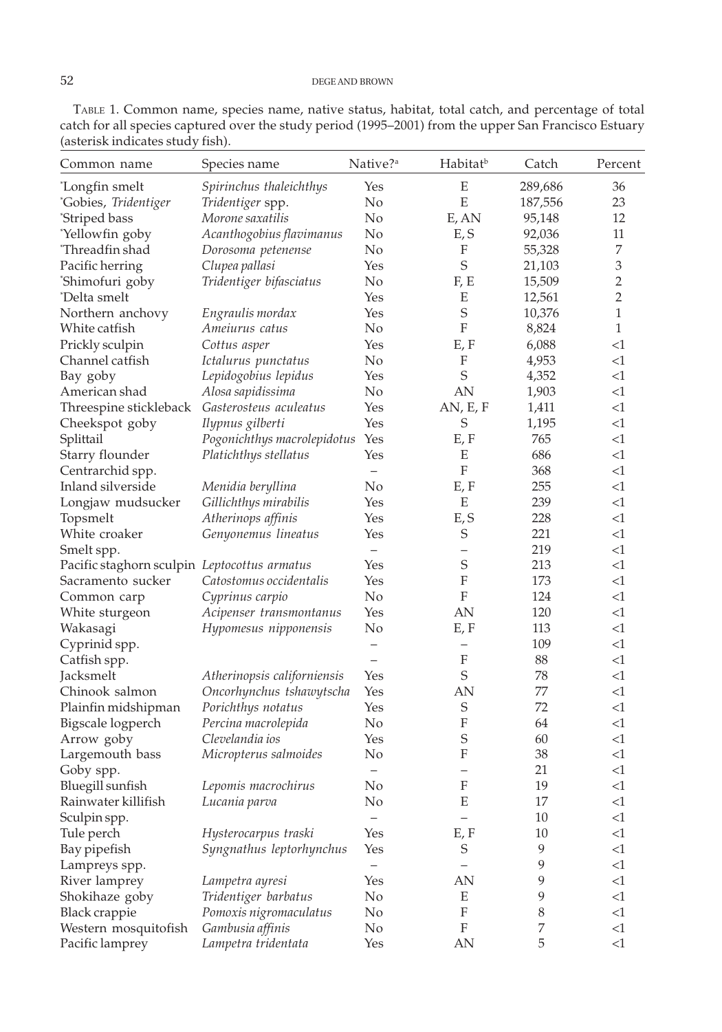TABLE 1. Common name, species name, native status, habitat, total catch, and percentage of total catch for all species captured over the study period (1995–2001) from the upper San Francisco Estuary (asterisk indicates study fish).

| Common name | Species name | Native?[a] | Habitat[b] | Catch | Percent |
|---|---|---|---|---|---|
| *Longfin smelt | *Spirinchus thaleichthys* | Yes | E | 289,686 | 36 |
| *Gobies, *Tridentiger* | *Tridentiger* spp. | No | E | 187,556 | 23 |
| *Striped bass | *Morone saxatilis* | No | E, AN | 95,148 | 12 |
| *Yellowfin goby | *Acanthogobius flavimanus* | No | E, S | 92,036 | 11 |
| *Threadfin shad | *Dorosoma petenense* | No | F | 55,328 | 7 |
| Pacific herring | *Clupea pallasi* | Yes | S | 21,103 | 3 |
| *Shimofuri goby | *Tridentiger bifasciatus* | No | F, E | 15,509 | 2 |
| *Delta smelt | | Yes | E | 12,561 | 2 |
| Northern anchovy | *Engraulis mordax* | Yes | S | 10,376 | 1 |
| White catfish | *Ameiurus catus* | No | F | 8,824 | 1 |
| Prickly sculpin | *Cottus asper* | Yes | E, F | 6,088 | <1 |
| Channel catfish | *Ictalurus punctatus* | No | F | 4,953 | <1 |
| Bay goby | *Lepidogobius lepidus* | Yes | S | 4,352 | <1 |
| American shad | *Alosa sapidissima* | No | AN | 1,903 | <1 |
| Threespine stickleback | *Gasterosteus aculeatus* | Yes | AN, E, F | 1,411 | <1 |
| Cheekspot goby | *Ilypnus gilberti* | Yes | S | 1,195 | <1 |
| Splittail | *Pogonichthys macrolepidotus* | Yes | E, F | 765 | <1 |
| Starry flounder | *Platichthys stellatus* | Yes | E | 686 | <1 |
| Centrarchid spp. | | – | F | 368 | <1 |
| Inland silverside | *Menidia beryllina* | No | E, F | 255 | <1 |
| Longjaw mudsucker | *Gillichthys mirabilis* | Yes | E | 239 | <1 |
| Topsmelt | *Atherinops affinis* | Yes | E, S | 228 | <1 |
| White croaker | *Genyonemus lineatus* | Yes | S | 221 | <1 |
| Smelt spp. | | – | – | 219 | <1 |
| Pacific staghorn sculpin | *Leptocottus armatus* | Yes | S | 213 | <1 |
| Sacramento sucker | *Catostomus occidentalis* | Yes | F | 173 | <1 |
| Common carp | *Cyprinus carpio* | No | F | 124 | <1 |
| White sturgeon | *Acipenser transmontanus* | Yes | AN | 120 | <1 |
| Wakasagi | *Hypomesus nipponensis* | No | E, F | 113 | <1 |
| Cyprinid spp. | | – | – | 109 | <1 |
| Catfish spp. | | – | F | 88 | <1 |
| Jacksmelt | *Atherinopsis californiensis* | Yes | S | 78 | <1 |
| Chinook salmon | *Oncorhynchus tshawytscha* | Yes | AN | 77 | <1 |
| Plainfin midshipman | *Porichthys notatus* | Yes | S | 72 | <1 |
| Bigscale logperch | *Percina macrolepida* | No | F | 64 | <1 |
| Arrow goby | *Clevelandia ios* | Yes | S | 60 | <1 |
| Largemouth bass | *Micropterus salmoides* | No | F | 38 | <1 |
| Goby spp. | | – | – | 21 | <1 |
| Bluegill sunfish | *Lepomis macrochirus* | No | F | 19 | <1 |
| Rainwater killifish | *Lucania parva* | No | E | 17 | <1 |
| Sculpin spp. | | – | – | 10 | <1 |
| Tule perch | *Hysterocarpus traski* | Yes | E, F | 10 | <1 |
| Bay pipefish | *Syngnathus leptorhynchus* | Yes | S | 9 | <1 |
| Lampreys spp. | | – | – | 9 | <1 |
| River lamprey | *Lampetra ayresi* | Yes | AN | 9 | <1 |
| Shokihaze goby | *Tridentiger barbatus* | No | E | 9 | <1 |
| Black crappie | *Pomoxis nigromaculatus* | No | F | 8 | <1 |
| Western mosquitofish | *Gambusia affinis* | No | F | 7 | <1 |
| Pacific lamprey | *Lampetra tridentata* | Yes | AN | 5 | <1 |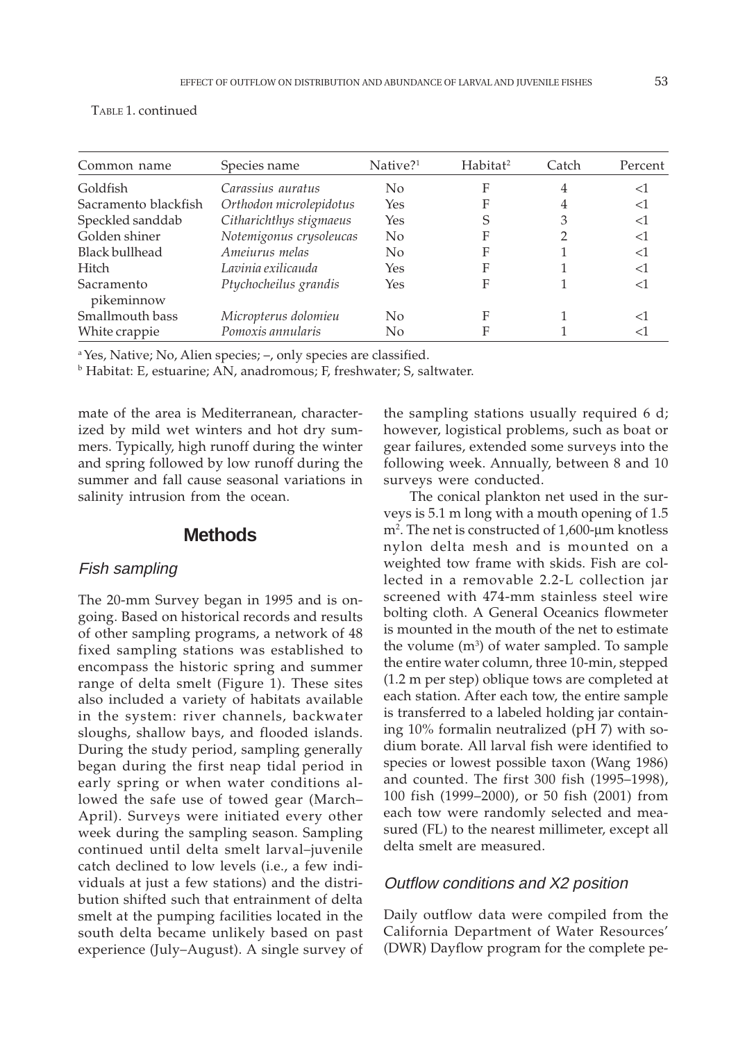TABLE 1. continued

| Common name | Species name | Native?[1] | Habitat[2] | Catch | Percent |
|---|---|---|---|---|---|
| Goldfish | *Carassius auratus* | No | F | 4 | <1 |
| Sacramento blackfish | *Orthodon microlepidotus* | Yes | F | 4 | <1 |
| Speckled sanddab | *Citharichthys stigmaeus* | Yes | S | 3 | <1 |
| Golden shiner | *Notemigonus crysoleucas* | No | F | 2 | <1 |
| Black bullhead | *Ameiurus melas* | No | F | 1 | <1 |
| Hitch | *Lavinia exilicauda* | Yes | F | 1 | <1 |
| Sacramento pikeminnow | *Ptychocheilus grandis* | Yes | F | 1 | <1 |
| Smallmouth bass | *Micropterus dolomieu* | No | F | 1 | <1 |
| White crappie | *Pomoxis annularis* | No | F | 1 | <1 |

[a] Yes, Native; No, Alien species; –, only species are classified.

[b] Habitat: E, estuarine; AN, anadromous; F, freshwater; S, saltwater.

mate of the area is Mediterranean, characterized by mild wet winters and hot dry summers. Typically, high runoff during the winter and spring followed by low runoff during the summer and fall cause seasonal variations in salinity intrusion from the ocean.

## Methods

### Fish sampling

The 20-mm Survey began in 1995 and is ongoing. Based on historical records and results of other sampling programs, a network of 48 fixed sampling stations was established to encompass the historic spring and summer range of delta smelt (Figure 1). These sites also included a variety of habitats available in the system: river channels, backwater sloughs, shallow bays, and flooded islands. During the study period, sampling generally began during the first neap tidal period in early spring or when water conditions allowed the safe use of towed gear (March–April). Surveys were initiated every other week during the sampling season. Sampling continued until delta smelt larval–juvenile catch declined to low levels (i.e., a few individuals at just a few stations) and the distribution shifted such that entrainment of delta smelt at the pumping facilities located in the south delta became unlikely based on past experience (July–August). A single survey of the sampling stations usually required 6 d; however, logistical problems, such as boat or gear failures, extended some surveys into the following week. Annually, between 8 and 10 surveys were conducted.

The conical plankton net used in the surveys is 5.1 m long with a mouth opening of 1.5 $m^2$. The net is constructed of 1,600-μm knotless nylon delta mesh and is mounted on a weighted tow frame with skids. Fish are collected in a removable 2.2-L collection jar screened with 474-mm stainless steel wire bolting cloth. A General Oceanics flowmeter is mounted in the mouth of the net to estimate the volume ($m^3$) of water sampled. To sample the entire water column, three 10-min, stepped (1.2 m per step) oblique tows are completed at each station. After each tow, the entire sample is transferred to a labeled holding jar containing 10% formalin neutralized (pH 7) with sodium borate. All larval fish were identified to species or lowest possible taxon (Wang 1986) and counted. The first 300 fish (1995–1998), 100 fish (1999–2000), or 50 fish (2001) from each tow were randomly selected and measured (FL) to the nearest millimeter, except all delta smelt are measured.

### Outflow conditions and X2 position

Daily outflow data were compiled from the California Department of Water Resources' (DWR) Dayflow program for the complete pe-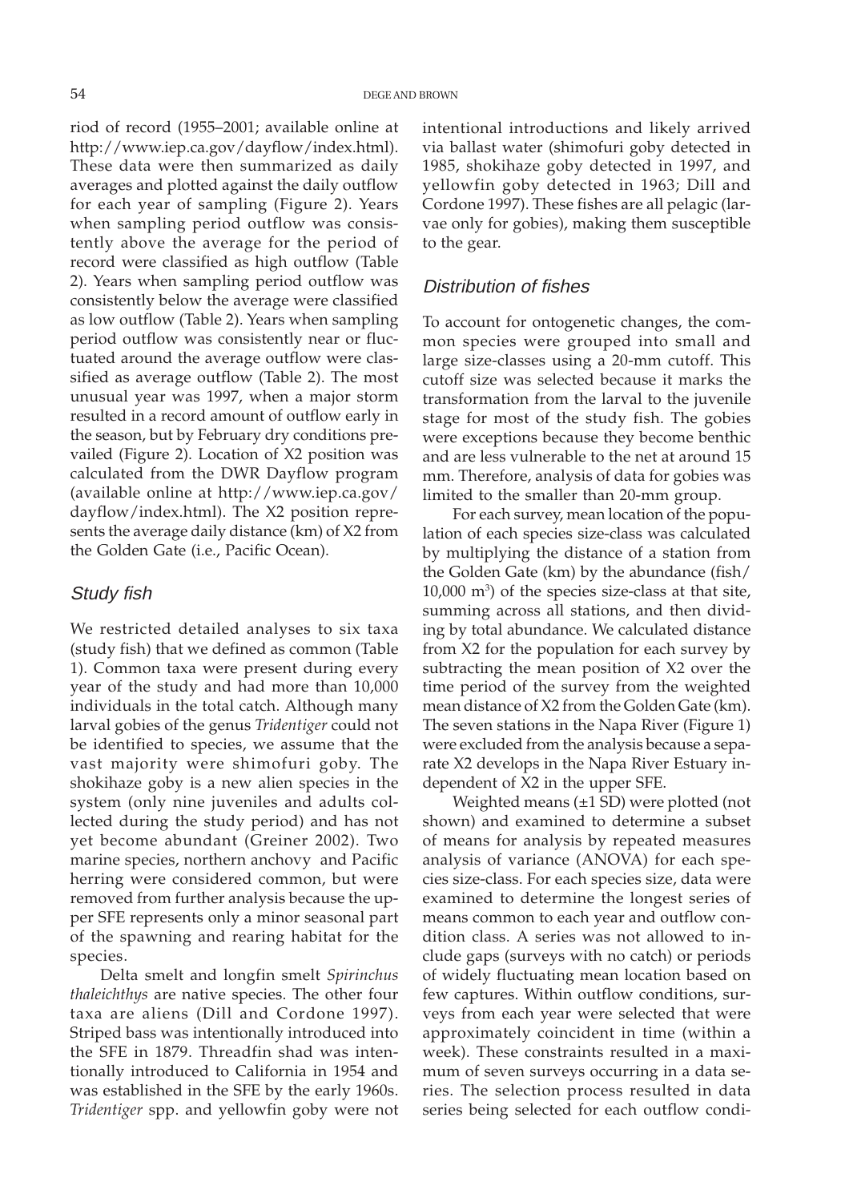riod of record (1955–2001; available online at http://www.iep.ca.gov/dayflow/index.html). These data were then summarized as daily averages and plotted against the daily outflow for each year of sampling (Figure 2). Years when sampling period outflow was consistently above the average for the period of record were classified as high outflow (Table 2). Years when sampling period outflow was consistently below the average were classified as low outflow (Table 2). Years when sampling period outflow was consistently near or fluctuated around the average outflow were classified as average outflow (Table 2). The most unusual year was 1997, when a major storm resulted in a record amount of outflow early in the season, but by February dry conditions prevailed (Figure 2). Location of X2 position was calculated from the DWR Dayflow program (available online at http://www.iep.ca.gov/dayflow/index.html). The X2 position represents the average daily distance (km) of X2 from the Golden Gate (i.e., Pacific Ocean).

### *Study fish*

We restricted detailed analyses to six taxa (study fish) that we defined as common (Table 1). Common taxa were present during every year of the study and had more than 10,000 individuals in the total catch. Although many larval gobies of the genus *Tridentiger* could not be identified to species, we assume that the vast majority were shimofuri goby. The shokihaze goby is a new alien species in the system (only nine juveniles and adults collected during the study period) and has not yet become abundant (Greiner 2002). Two marine species, northern anchovy and Pacific herring were considered common, but were removed from further analysis because the upper SFE represents only a minor seasonal part of the spawning and rearing habitat for the species.

Delta smelt and longfin smelt *Spirinchus thaleichthys* are native species. The other four taxa are aliens (Dill and Cordone 1997). Striped bass was intentionally introduced into the SFE in 1879. Threadfin shad was intentionally introduced to California in 1954 and was established in the SFE by the early 1960s. *Tridentiger* spp. and yellowfin goby were not intentional introductions and likely arrived via ballast water (shimofuri goby detected in 1985, shokihaze goby detected in 1997, and yellowfin goby detected in 1963; Dill and Cordone 1997). These fishes are all pelagic (larvae only for gobies), making them susceptible to the gear.

### *Distribution of fishes*

To account for ontogenetic changes, the common species were grouped into small and large size-classes using a 20-mm cutoff. This cutoff size was selected because it marks the transformation from the larval to the juvenile stage for most of the study fish. The gobies were exceptions because they become benthic and are less vulnerable to the net at around 15 mm. Therefore, analysis of data for gobies was limited to the smaller than 20-mm group.

For each survey, mean location of the population of each species size-class was calculated by multiplying the distance of a station from the Golden Gate (km) by the abundance (fish/10,000 $m^3$) of the species size-class at that site, summing across all stations, and then dividing by total abundance. We calculated distance from X2 for the population for each survey by subtracting the mean position of X2 over the time period of the survey from the weighted mean distance of X2 from the Golden Gate (km). The seven stations in the Napa River (Figure 1) were excluded from the analysis because a separate X2 develops in the Napa River Estuary independent of X2 in the upper SFE.

Weighted means (±1 SD) were plotted (not shown) and examined to determine a subset of means for analysis by repeated measures analysis of variance (ANOVA) for each species size-class. For each species size, data were examined to determine the longest series of means common to each year and outflow condition class. A series was not allowed to include gaps (surveys with no catch) or periods of widely fluctuating mean location based on few captures. Within outflow conditions, surveys from each year were selected that were approximately coincident in time (within a week). These constraints resulted in a maximum of seven surveys occurring in a data series. The selection process resulted in data series being selected for each outflow condi-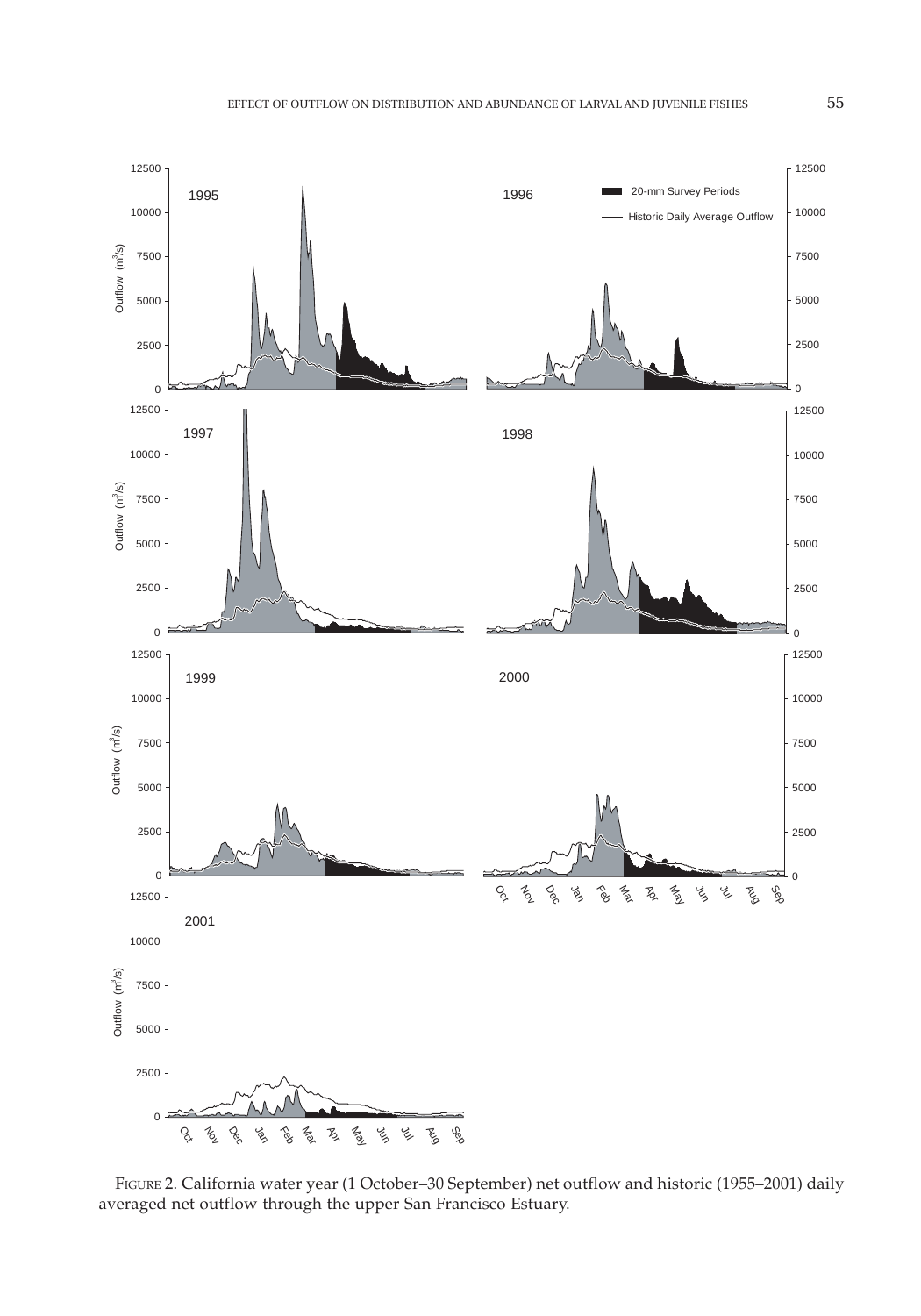FIGURE 2. California water year (1 October–30 September) net outflow and historic (1955–2001) daily averaged net outflow through the upper San Francisco Estuary.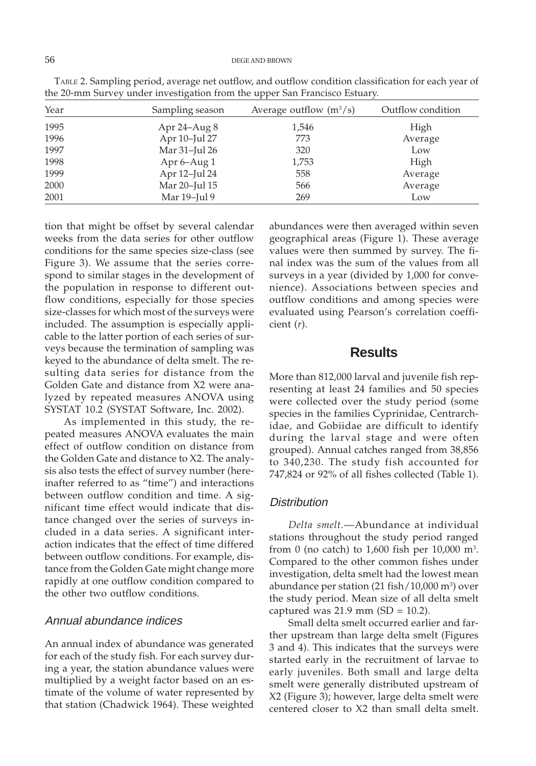TABLE 2. Sampling period, average net outflow, and outflow condition classification for each year of the 20-mm Survey under investigation from the upper San Francisco Estuary.

| Year | Sampling season | Average outflow ($m^3/s$) | Outflow condition |
|---|---|---|---|
| 1995 | Apr 24–Aug 8 | 1,546 | High |
| 1996 | Apr 10–Jul 27 | 773 | Average |
| 1997 | Mar 31–Jul 26 | 320 | Low |
| 1998 | Apr 6–Aug 1 | 1,753 | High |
| 1999 | Apr 12–Jul 24 | 558 | Average |
| 2000 | Mar 20–Jul 15 | 566 | Average |
| 2001 | Mar 19–Jul 9 | 269 | Low |

tion that might be offset by several calendar weeks from the data series for other outflow conditions for the same species size-class (see Figure 3). We assume that the series correspond to similar stages in the development of the population in response to different outflow conditions, especially for those species size-classes for which most of the surveys were included. The assumption is especially applicable to the latter portion of each series of surveys because the termination of sampling was keyed to the abundance of delta smelt. The resulting data series for distance from the Golden Gate and distance from X2 were analyzed by repeated measures ANOVA using SYSTAT 10.2 (SYSTAT Software, Inc. 2002).

As implemented in this study, the repeated measures ANOVA evaluates the main effect of outflow condition on distance from the Golden Gate and distance to X2. The analysis also tests the effect of survey number (hereinafter referred to as "time") and interactions between outflow condition and time. A significant time effect would indicate that distance changed over the series of surveys included in a data series. A significant interaction indicates that the effect of time differed between outflow conditions. For example, distance from the Golden Gate might change more rapidly at one outflow condition compared to the other two outflow conditions.

### Annual abundance indices

An annual index of abundance was generated for each of the study fish. For each survey during a year, the station abundance values were multiplied by a weight factor based on an estimate of the volume of water represented by that station (Chadwick 1964). These weighted abundances were then averaged within seven geographical areas (Figure 1). These average values were then summed by survey. The final index was the sum of the values from all surveys in a year (divided by 1,000 for convenience). Associations between species and outflow conditions and among species were evaluated using Pearson's correlation coefficient ($r$).

## Results

More than 812,000 larval and juvenile fish representing at least 24 families and 50 species were collected over the study period (some species in the families Cyprinidae, Centrarchidae, and Gobiidae are difficult to identify during the larval stage and were often grouped). Annual catches ranged from 38,856 to 340,230. The study fish accounted for 747,824 or 92% of all fishes collected (Table 1).

### Distribution

*Delta smelt.*—Abundance at individual stations throughout the study period ranged from 0 (no catch) to 1,600 fish per 10,000 $m^3$. Compared to the other common fishes under investigation, delta smelt had the lowest mean abundance per station (21 fish/10,000 $m^3$) over the study period. Mean size of all delta smelt captured was 21.9 mm (SD = 10.2).

Small delta smelt occurred earlier and farther upstream than large delta smelt (Figures 3 and 4). This indicates that the surveys were started early in the recruitment of larvae to early juveniles. Both small and large delta smelt were generally distributed upstream of X2 (Figure 3); however, large delta smelt were centered closer to X2 than small delta smelt.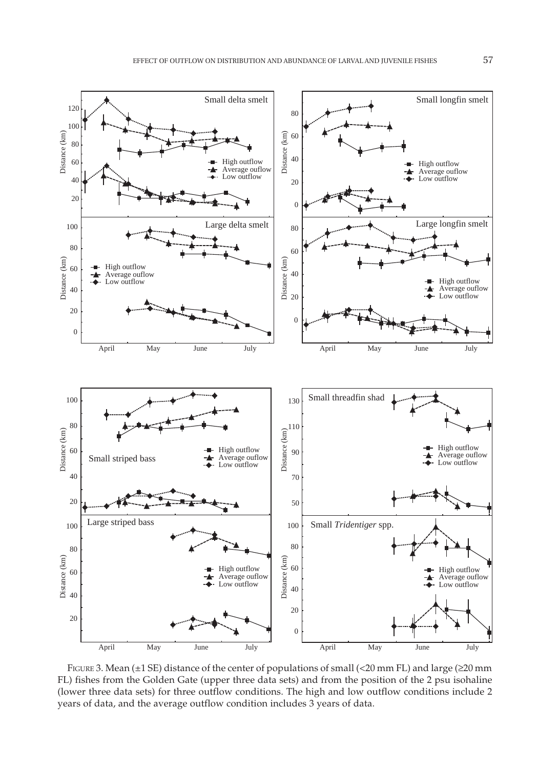FIGURE 3. Mean (±1 SE) distance of the center of populations of small (<20 mm FL) and large (≥20 mm FL) fishes from the Golden Gate (upper three data sets) and from the position of the 2 psu isohaline (lower three data sets) for three outflow conditions. The high and low outflow conditions include 2 years of data, and the average outflow condition includes 3 years of data.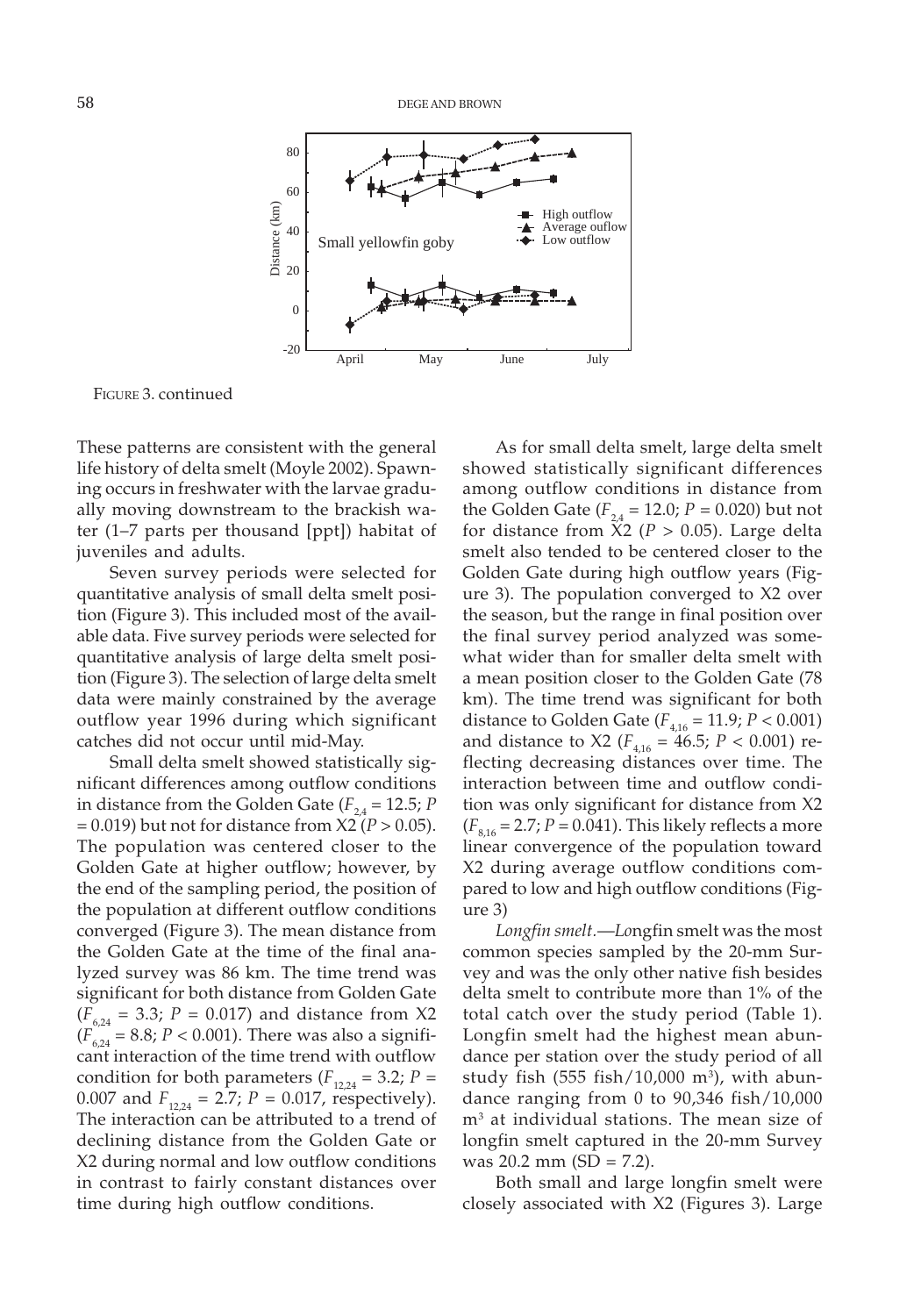FIGURE 3. continued

These patterns are consistent with the general life history of delta smelt (Moyle 2002). Spawning occurs in freshwater with the larvae gradually moving downstream to the brackish water (1–7 parts per thousand [ppt]) habitat of juveniles and adults.

Seven survey periods were selected for quantitative analysis of small delta smelt position (Figure 3). This included most of the available data. Five survey periods were selected for quantitative analysis of large delta smelt position (Figure 3). The selection of large delta smelt data were mainly constrained by the average outflow year 1996 during which significant catches did not occur until mid-May.

Small delta smelt showed statistically significant differences among outflow conditions in distance from the Golden Gate ($F_{2,4} = 12.5$; $P = 0.019$) but not for distance from X2 ($P > 0.05$). The population was centered closer to the Golden Gate at higher outflow; however, by the end of the sampling period, the position of the population at different outflow conditions converged (Figure 3). The mean distance from the Golden Gate at the time of the final analyzed survey was 86 km. The time trend was significant for both distance from Golden Gate ($F_{6,24} = 3.3$; $P = 0.017$) and distance from X2 ($F_{6,24} = 8.8$; $P < 0.001$). There was also a significant interaction of the time trend with outflow condition for both parameters ($F_{12,24} = 3.2$; $P = 0.007$ and $F_{12,24} = 2.7$; $P = 0.017$, respectively). The interaction can be attributed to a trend of declining distance from the Golden Gate or X2 during normal and low outflow conditions in contrast to fairly constant distances over time during high outflow conditions.

As for small delta smelt, large delta smelt showed statistically significant differences among outflow conditions in distance from the Golden Gate ($F_{2,4} = 12.0$; $P = 0.020$) but not for distance from X2 ($P > 0.05$). Large delta smelt also tended to be centered closer to the Golden Gate during high outflow years (Figure 3). The population converged to X2 over the season, but the range in final position over the final survey period analyzed was somewhat wider than for smaller delta smelt with a mean position closer to the Golden Gate (78 km). The time trend was significant for both distance to Golden Gate ($F_{4,16} = 11.9$; $P < 0.001$) and distance to X2 ($F_{4,16} = 46.5$; $P < 0.001$) reflecting decreasing distances over time. The interaction between time and outflow condition was only significant for distance from X2 ($F_{8,16} = 2.7$; $P = 0.041$). This likely reflects a more linear convergence of the population toward X2 during average outflow conditions compared to low and high outflow conditions (Figure 3)

*Longfin smelt*.—Longfin smelt was the most common species sampled by the 20-mm Survey and was the only other native fish besides delta smelt to contribute more than 1% of the total catch over the study period (Table 1). Longfin smelt had the highest mean abundance per station over the study period of all study fish (555 fish/10,000 $m^3$), with abundance ranging from 0 to 90,346 fish/10,000 $m^3$ at individual stations. The mean size of longfin smelt captured in the 20-mm Survey was 20.2 mm (SD = 7.2).

Both small and large longfin smelt were closely associated with X2 (Figures 3). Large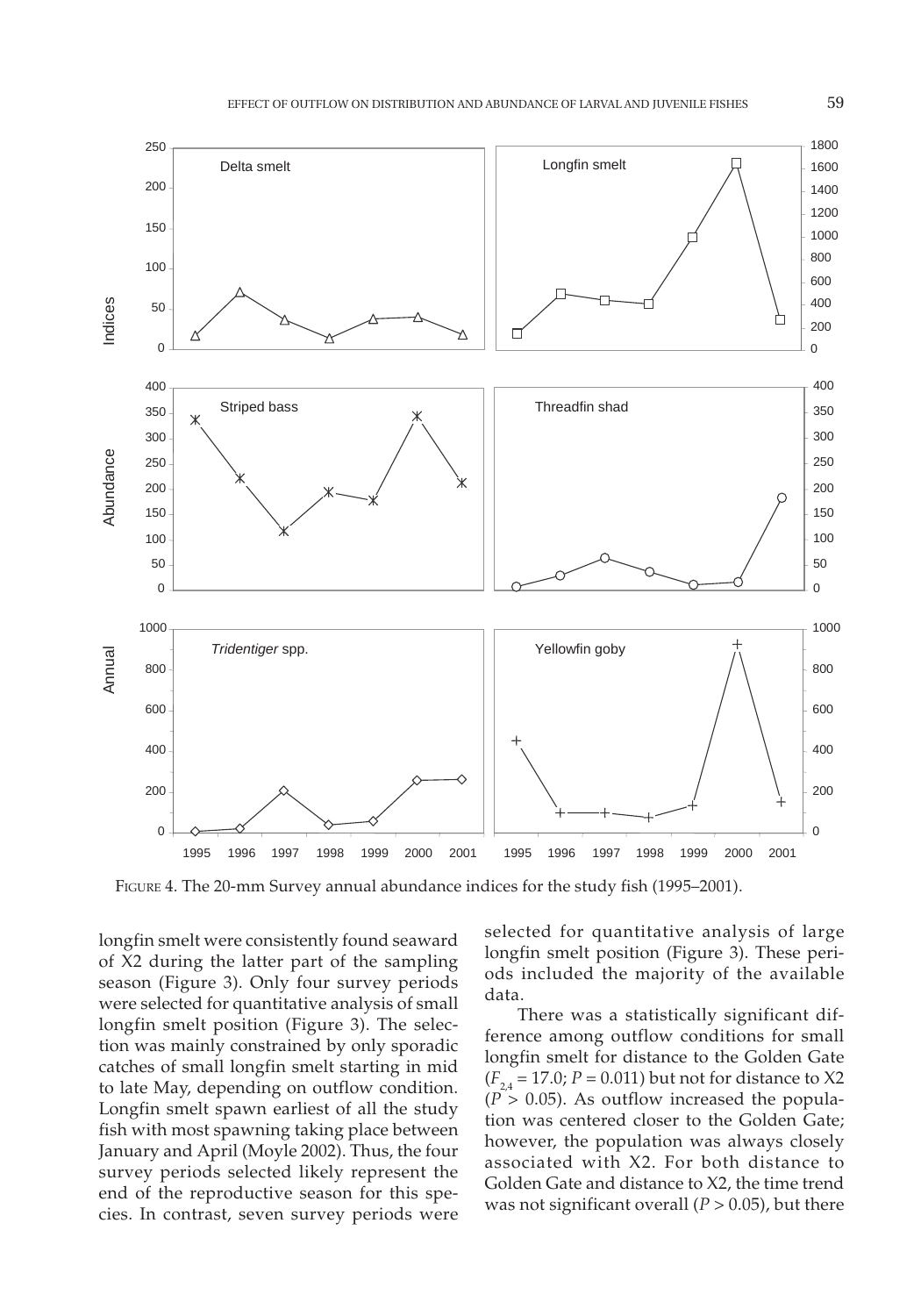FIGURE 4. The 20-mm Survey annual abundance indices for the study fish (1995–2001).

longfin smelt were consistently found seaward of X2 during the latter part of the sampling season (Figure 3). Only four survey periods were selected for quantitative analysis of small longfin smelt position (Figure 3). The selection was mainly constrained by only sporadic catches of small longfin smelt starting in mid to late May, depending on outflow condition. Longfin smelt spawn earliest of all the study fish with most spawning taking place between January and April (Moyle 2002). Thus, the four survey periods selected likely represent the end of the reproductive season for this species. In contrast, seven survey periods were selected for quantitative analysis of large longfin smelt position (Figure 3). These periods included the majority of the available data.

There was a statistically significant difference among outflow conditions for small longfin smelt for distance to the Golden Gate ($F_{2,4} = 17.0$; $P = 0.011$) but not for distance to X2 ($P > 0.05$). As outflow increased the population was centered closer to the Golden Gate; however, the population was always closely associated with X2. For both distance to Golden Gate and distance to X2, the time trend was not significant overall ($P > 0.05$), but there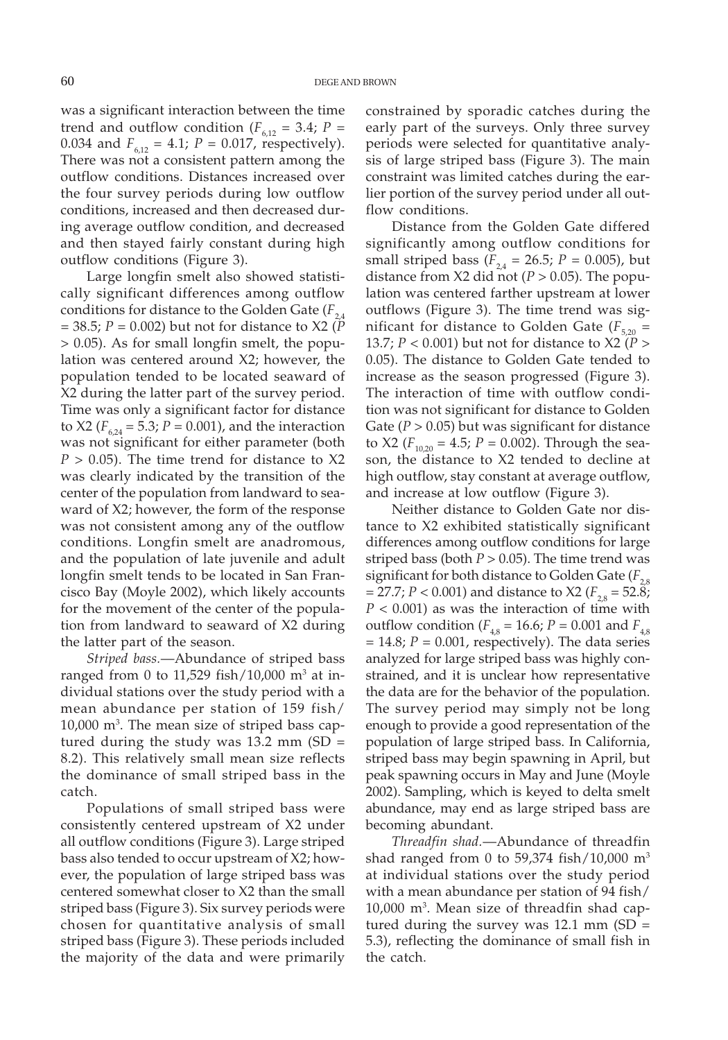was a significant interaction between the time trend and outflow condition ($F_{6,12}$ = 3.4; $P$ = 0.034 and $F_{6,12}$ = 4.1; $P$ = 0.017, respectively). There was not a consistent pattern among the outflow conditions. Distances increased over the four survey periods during low outflow conditions, increased and then decreased during average outflow condition, and decreased and then stayed fairly constant during high outflow conditions (Figure 3).

Large longfin smelt also showed statistically significant differences among outflow conditions for distance to the Golden Gate ($F_{2,4}$ = 38.5; $P$ = 0.002) but not for distance to X2 ($P$ > 0.05). As for small longfin smelt, the population was centered around X2; however, the population tended to be located seaward of X2 during the latter part of the survey period. Time was only a significant factor for distance to X2 ($F_{6,24}$ = 5.3; $P$ = 0.001), and the interaction was not significant for either parameter (both $P$ > 0.05). The time trend for distance to X2 was clearly indicated by the transition of the center of the population from landward to seaward of X2; however, the form of the response was not consistent among any of the outflow conditions. Longfin smelt are anadromous, and the population of late juvenile and adult longfin smelt tends to be located in San Francisco Bay (Moyle 2002), which likely accounts for the movement of the center of the population from landward to seaward of X2 during the latter part of the season.

*Striped bass.*—Abundance of striped bass ranged from 0 to 11,529 fish/10,000 $m^3$ at individual stations over the study period with a mean abundance per station of 159 fish/10,000 $m^3$. The mean size of striped bass captured during the study was 13.2 mm (SD = 8.2). This relatively small mean size reflects the dominance of small striped bass in the catch.

Populations of small striped bass were consistently centered upstream of X2 under all outflow conditions (Figure 3). Large striped bass also tended to occur upstream of X2; however, the population of large striped bass was centered somewhat closer to X2 than the small striped bass (Figure 3). Six survey periods were chosen for quantitative analysis of small striped bass (Figure 3). These periods included the majority of the data and were primarily constrained by sporadic catches during the early part of the surveys. Only three survey periods were selected for quantitative analysis of large striped bass (Figure 3). The main constraint was limited catches during the earlier portion of the survey period under all outflow conditions.

Distance from the Golden Gate differed significantly among outflow conditions for small striped bass ($F_{2,4}$ = 26.5; $P$ = 0.005), but distance from X2 did not ($P$ > 0.05). The population was centered farther upstream at lower outflows (Figure 3). The time trend was significant for distance to Golden Gate ($F_{5,20}$ = 13.7; $P$ < 0.001) but not for distance to X2 ($P$ > 0.05). The distance to Golden Gate tended to increase as the season progressed (Figure 3). The interaction of time with outflow condition was not significant for distance to Golden Gate ($P$ > 0.05) but was significant for distance to X2 ($F_{10,20}$ = 4.5; $P$ = 0.002). Through the season, the distance to X2 tended to decline at high outflow, stay constant at average outflow, and increase at low outflow (Figure 3).

Neither distance to Golden Gate nor distance to X2 exhibited statistically significant differences among outflow conditions for large striped bass (both $P$ > 0.05). The time trend was significant for both distance to Golden Gate ($F_{2,8}$ = 27.7; $P$ < 0.001) and distance to X2 ($F_{2,8}$ = 52.8; $P$ < 0.001) as was the interaction of time with outflow condition ($F_{4,8}$ = 16.6; $P$ = 0.001 and $F_{4,8}$ = 14.8; $P$ = 0.001, respectively). The data series analyzed for large striped bass was highly constrained, and it is unclear how representative the data are for the behavior of the population. The survey period may simply not be long enough to provide a good representation of the population of large striped bass. In California, striped bass may begin spawning in April, but peak spawning occurs in May and June (Moyle 2002). Sampling, which is keyed to delta smelt abundance, may end as large striped bass are becoming abundant.

*Threadfin shad.*—Abundance of threadfin shad ranged from 0 to 59,374 fish/10,000 $m^3$ at individual stations over the study period with a mean abundance per station of 94 fish/10,000 $m^3$. Mean size of threadfin shad captured during the survey was 12.1 mm (SD = 5.3), reflecting the dominance of small fish in the catch.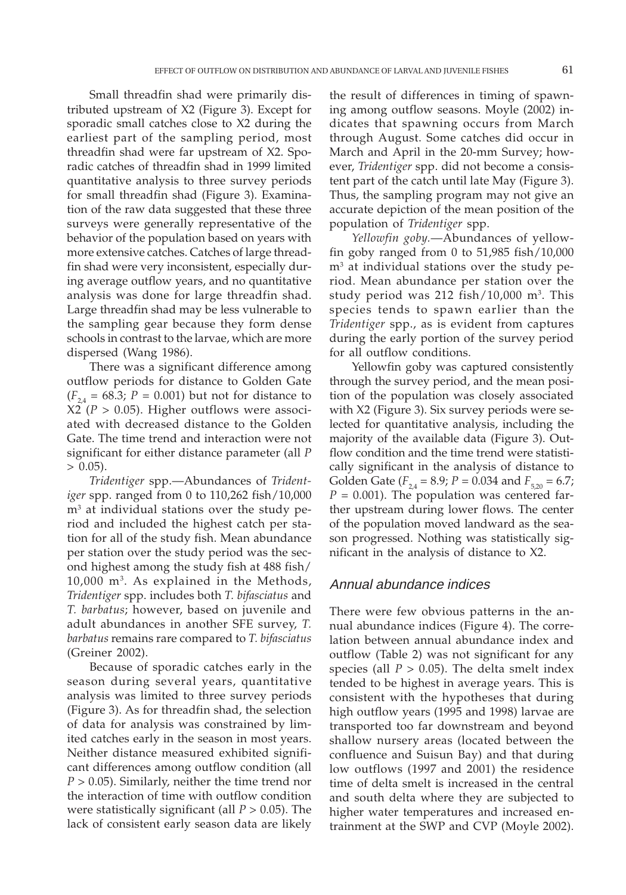Small threadfin shad were primarily distributed upstream of X2 (Figure 3). Except for sporadic small catches close to X2 during the earliest part of the sampling period, most threadfin shad were far upstream of X2. Sporadic catches of threadfin shad in 1999 limited quantitative analysis to three survey periods for small threadfin shad (Figure 3). Examination of the raw data suggested that these three surveys were generally representative of the behavior of the population based on years with more extensive catches. Catches of large threadfin shad were very inconsistent, especially during average outflow years, and no quantitative analysis was done for large threadfin shad. Large threadfin shad may be less vulnerable to the sampling gear because they form dense schools in contrast to the larvae, which are more dispersed (Wang 1986).

There was a significant difference among outflow periods for distance to Golden Gate ($F_{2,4} = 68.3$; $P = 0.001$) but not for distance to X2 ($P > 0.05$). Higher outflows were associated with decreased distance to the Golden Gate. The time trend and interaction were not significant for either distance parameter (all $P > 0.05$).

*Tridentiger* spp.—Abundances of *Tridentiger* spp. ranged from 0 to 110,262 fish/10,000 $m^3$ at individual stations over the study period and included the highest catch per station for all of the study fish. Mean abundance per station over the study period was the second highest among the study fish at 488 fish/10,000 $m^3$. As explained in the Methods, *Tridentiger* spp. includes both *T. bifasciatus* and *T. barbatus*; however, based on juvenile and adult abundances in another SFE survey, *T. barbatus* remains rare compared to *T. bifasciatus* (Greiner 2002).

Because of sporadic catches early in the season during several years, quantitative analysis was limited to three survey periods (Figure 3). As for threadfin shad, the selection of data for analysis was constrained by limited catches early in the season in most years. Neither distance measured exhibited significant differences among outflow condition (all $P > 0.05$). Similarly, neither the time trend nor the interaction of time with outflow condition were statistically significant (all $P > 0.05$). The lack of consistent early season data are likely the result of differences in timing of spawning among outflow seasons. Moyle (2002) indicates that spawning occurs from March through August. Some catches did occur in March and April in the 20-mm Survey; however, *Tridentiger* spp. did not become a consistent part of the catch until late May (Figure 3). Thus, the sampling program may not give an accurate depiction of the mean position of the population of *Tridentiger* spp.

*Yellowfin goby.*—Abundances of yellowfin goby ranged from 0 to 51,985 fish/10,000 $m^3$ at individual stations over the study period. Mean abundance per station over the study period was 212 fish/10,000 $m^3$. This species tends to spawn earlier than the *Tridentiger* spp., as is evident from captures during the early portion of the survey period for all outflow conditions.

Yellowfin goby was captured consistently through the survey period, and the mean position of the population was closely associated with X2 (Figure 3). Six survey periods were selected for quantitative analysis, including the majority of the available data (Figure 3). Outflow condition and the time trend were statistically significant in the analysis of distance to Golden Gate ($F_{2,4} = 8.9$; $P = 0.034$ and $F_{5,20} = 6.7$; $P = 0.001$). The population was centered farther upstream during lower flows. The center of the population moved landward as the season progressed. Nothing was statistically significant in the analysis of distance to X2.

## Annual abundance indices

There were few obvious patterns in the annual abundance indices (Figure 4). The correlation between annual abundance index and outflow (Table 2) was not significant for any species (all $P > 0.05$). The delta smelt index tended to be highest in average years. This is consistent with the hypotheses that during high outflow years (1995 and 1998) larvae are transported too far downstream and beyond shallow nursery areas (located between the confluence and Suisun Bay) and that during low outflows (1997 and 2001) the residence time of delta smelt is increased in the central and south delta where they are subjected to higher water temperatures and increased entrainment at the SWP and CVP (Moyle 2002).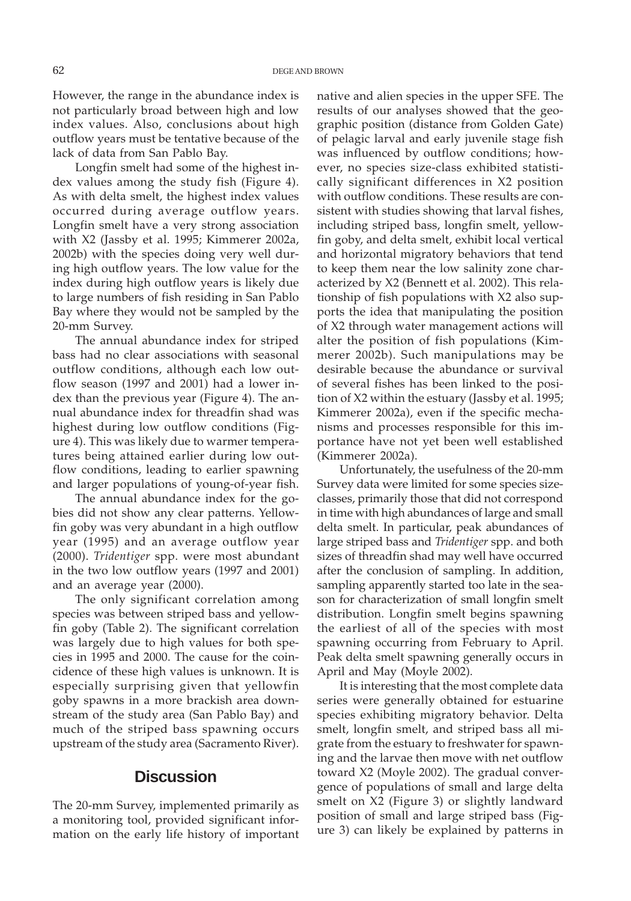However, the range in the abundance index is not particularly broad between high and low index values. Also, conclusions about high outflow years must be tentative because of the lack of data from San Pablo Bay.

Longfin smelt had some of the highest index values among the study fish (Figure 4). As with delta smelt, the highest index values occurred during average outflow years. Longfin smelt have a very strong association with X2 (Jassby et al. 1995; Kimmerer 2002a, 2002b) with the species doing very well during high outflow years. The low value for the index during high outflow years is likely due to large numbers of fish residing in San Pablo Bay where they would not be sampled by the 20-mm Survey.

The annual abundance index for striped bass had no clear associations with seasonal outflow conditions, although each low outflow season (1997 and 2001) had a lower index than the previous year (Figure 4). The annual abundance index for threadfin shad was highest during low outflow conditions (Figure 4). This was likely due to warmer temperatures being attained earlier during low outflow conditions, leading to earlier spawning and larger populations of young-of-year fish.

The annual abundance index for the gobies did not show any clear patterns. Yellowfin goby was very abundant in a high outflow year (1995) and an average outflow year (2000). *Tridentiger* spp. were most abundant in the two low outflow years (1997 and 2001) and an average year (2000).

The only significant correlation among species was between striped bass and yellowfin goby (Table 2). The significant correlation was largely due to high values for both species in 1995 and 2000. The cause for the coincidence of these high values is unknown. It is especially surprising given that yellowfin goby spawns in a more brackish area downstream of the study area (San Pablo Bay) and much of the striped bass spawning occurs upstream of the study area (Sacramento River).

## Discussion

The 20-mm Survey, implemented primarily as a monitoring tool, provided significant information on the early life history of important native and alien species in the upper SFE. The results of our analyses showed that the geographic position (distance from Golden Gate) of pelagic larval and early juvenile stage fish was influenced by outflow conditions; however, no species size-class exhibited statistically significant differences in X2 position with outflow conditions. These results are consistent with studies showing that larval fishes, including striped bass, longfin smelt, yellowfin goby, and delta smelt, exhibit local vertical and horizontal migratory behaviors that tend to keep them near the low salinity zone characterized by X2 (Bennett et al. 2002). This relationship of fish populations with X2 also supports the idea that manipulating the position of X2 through water management actions will alter the position of fish populations (Kimmerer 2002b). Such manipulations may be desirable because the abundance or survival of several fishes has been linked to the position of X2 within the estuary (Jassby et al. 1995; Kimmerer 2002a), even if the specific mechanisms and processes responsible for this importance have not yet been well established (Kimmerer 2002a).

Unfortunately, the usefulness of the 20-mm Survey data were limited for some species size-classes, primarily those that did not correspond in time with high abundances of large and small delta smelt. In particular, peak abundances of large striped bass and *Tridentiger* spp. and both sizes of threadfin shad may well have occurred after the conclusion of sampling. In addition, sampling apparently started too late in the season for characterization of small longfin smelt distribution. Longfin smelt begins spawning the earliest of all of the species with most spawning occurring from February to April. Peak delta smelt spawning generally occurs in April and May (Moyle 2002).

It is interesting that the most complete data series were generally obtained for estuarine species exhibiting migratory behavior. Delta smelt, longfin smelt, and striped bass all migrate from the estuary to freshwater for spawning and the larvae then move with net outflow toward X2 (Moyle 2002). The gradual convergence of populations of small and large delta smelt on X2 (Figure 3) or slightly landward position of small and large striped bass (Figure 3) can likely be explained by patterns in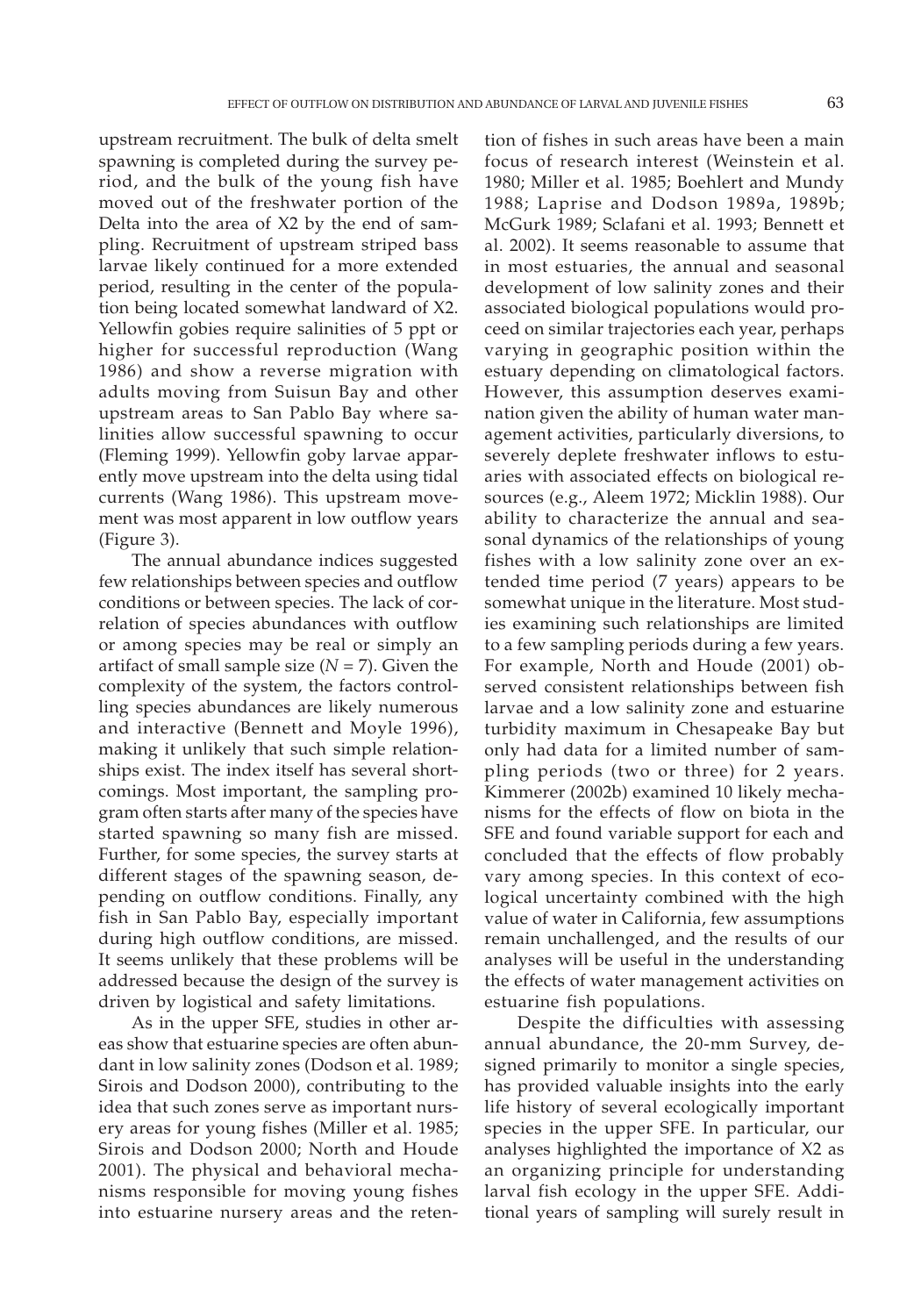upstream recruitment. The bulk of delta smelt spawning is completed during the survey period, and the bulk of the young fish have moved out of the freshwater portion of the Delta into the area of X2 by the end of sampling. Recruitment of upstream striped bass larvae likely continued for a more extended period, resulting in the center of the population being located somewhat landward of X2. Yellowfin gobies require salinities of 5 ppt or higher for successful reproduction (Wang 1986) and show a reverse migration with adults moving from Suisun Bay and other upstream areas to San Pablo Bay where salinities allow successful spawning to occur (Fleming 1999). Yellowfin goby larvae apparently move upstream into the delta using tidal currents (Wang 1986). This upstream movement was most apparent in low outflow years (Figure 3).

The annual abundance indices suggested few relationships between species and outflow conditions or between species. The lack of correlation of species abundances with outflow or among species may be real or simply an artifact of small sample size ($N = 7$). Given the complexity of the system, the factors controlling species abundances are likely numerous and interactive (Bennett and Moyle 1996), making it unlikely that such simple relationships exist. The index itself has several shortcomings. Most important, the sampling program often starts after many of the species have started spawning so many fish are missed. Further, for some species, the survey starts at different stages of the spawning season, depending on outflow conditions. Finally, any fish in San Pablo Bay, especially important during high outflow conditions, are missed. It seems unlikely that these problems will be addressed because the design of the survey is driven by logistical and safety limitations.

As in the upper SFE, studies in other areas show that estuarine species are often abundant in low salinity zones (Dodson et al. 1989; Sirois and Dodson 2000), contributing to the idea that such zones serve as important nursery areas for young fishes (Miller et al. 1985; Sirois and Dodson 2000; North and Houde 2001). The physical and behavioral mechanisms responsible for moving young fishes into estuarine nursery areas and the retention of fishes in such areas have been a main focus of research interest (Weinstein et al. 1980; Miller et al. 1985; Boehlert and Mundy 1988; Laprise and Dodson 1989a, 1989b; McGurk 1989; Sclafani et al. 1993; Bennett et al. 2002). It seems reasonable to assume that in most estuaries, the annual and seasonal development of low salinity zones and their associated biological populations would proceed on similar trajectories each year, perhaps varying in geographic position within the estuary depending on climatological factors. However, this assumption deserves examination given the ability of human water management activities, particularly diversions, to severely deplete freshwater inflows to estuaries with associated effects on biological resources (e.g., Aleem 1972; Micklin 1988). Our ability to characterize the annual and seasonal dynamics of the relationships of young fishes with a low salinity zone over an extended time period (7 years) appears to be somewhat unique in the literature. Most studies examining such relationships are limited to a few sampling periods during a few years. For example, North and Houde (2001) observed consistent relationships between fish larvae and a low salinity zone and estuarine turbidity maximum in Chesapeake Bay but only had data for a limited number of sampling periods (two or three) for 2 years. Kimmerer (2002b) examined 10 likely mechanisms for the effects of flow on biota in the SFE and found variable support for each and concluded that the effects of flow probably vary among species. In this context of ecological uncertainty combined with the high value of water in California, few assumptions remain unchallenged, and the results of our analyses will be useful in the understanding the effects of water management activities on estuarine fish populations.

Despite the difficulties with assessing annual abundance, the 20-mm Survey, designed primarily to monitor a single species, has provided valuable insights into the early life history of several ecologically important species in the upper SFE. In particular, our analyses highlighted the importance of X2 as an organizing principle for understanding larval fish ecology in the upper SFE. Additional years of sampling will surely result in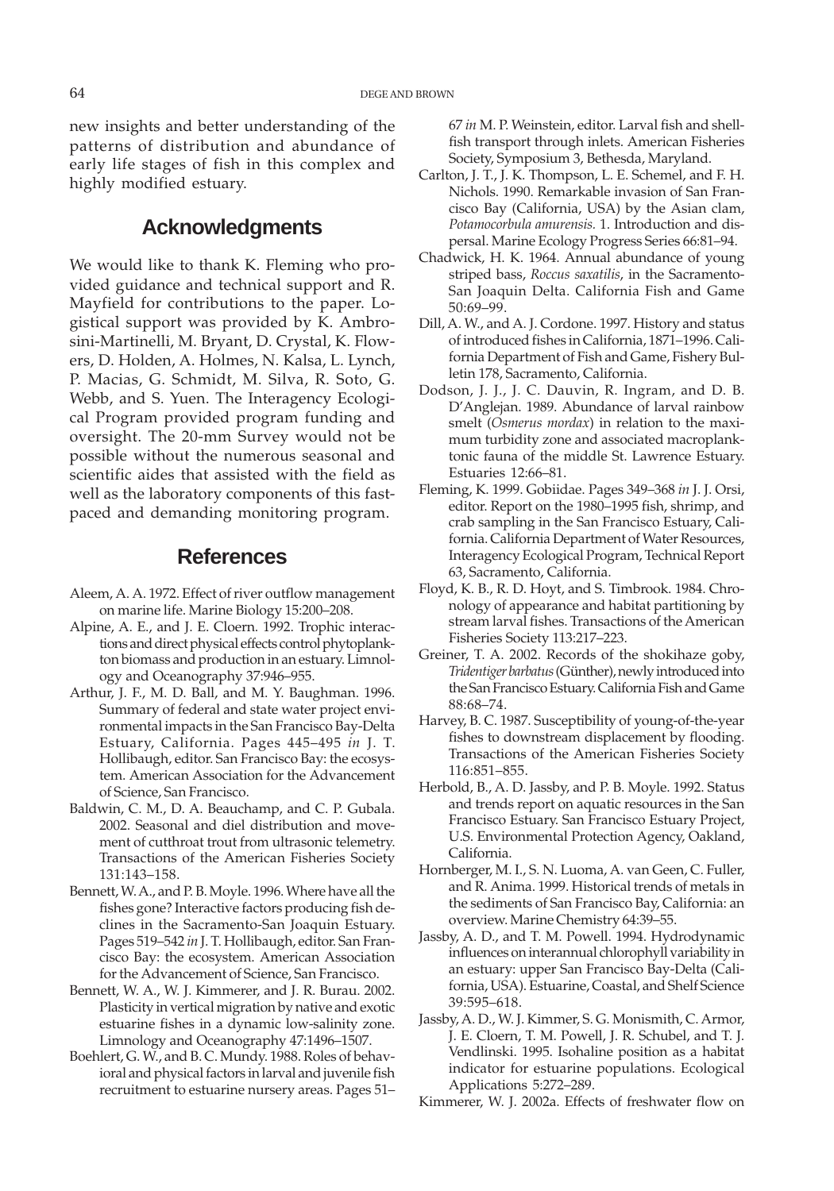new insights and better understanding of the patterns of distribution and abundance of early life stages of fish in this complex and highly modified estuary.

## Acknowledgments

We would like to thank K. Fleming who provided guidance and technical support and R. Mayfield for contributions to the paper. Logistical support was provided by K. Ambrosini-Martinelli, M. Bryant, D. Crystal, K. Flowers, D. Holden, A. Holmes, N. Kalsa, L. Lynch, P. Macias, G. Schmidt, M. Silva, R. Soto, G. Webb, and S. Yuen. The Interagency Ecological Program provided program funding and oversight. The 20-mm Survey would not be possible without the numerous seasonal and scientific aides that assisted with the field as well as the laboratory components of this fast-paced and demanding monitoring program.

## References

Aleem, A. A. 1972. Effect of river outflow management on marine life. Marine Biology 15:200–208.

Alpine, A. E., and J. E. Cloern. 1992. Trophic interactions and direct physical effects control phytoplankton biomass and production in an estuary. Limnology and Oceanography 37:946–955.

Arthur, J. F., M. D. Ball, and M. Y. Baughman. 1996. Summary of federal and state water project environmental impacts in the San Francisco Bay-Delta Estuary, California. Pages 445–495 *in* J. T. Hollibaugh, editor. San Francisco Bay: the ecosystem. American Association for the Advancement of Science, San Francisco.

Baldwin, C. M., D. A. Beauchamp, and C. P. Gubala. 2002. Seasonal and diel distribution and movement of cutthroat trout from ultrasonic telemetry. Transactions of the American Fisheries Society 131:143–158.

Bennett, W. A., and P. B. Moyle. 1996. Where have all the fishes gone? Interactive factors producing fish declines in the Sacramento-San Joaquin Estuary. Pages 519–542 *in* J. T. Hollibaugh, editor. San Francisco Bay: the ecosystem. American Association for the Advancement of Science, San Francisco.

Bennett, W. A., W. J. Kimmerer, and J. R. Burau. 2002. Plasticity in vertical migration by native and exotic estuarine fishes in a dynamic low-salinity zone. Limnology and Oceanography 47:1496–1507.

Boehlert, G. W., and B. C. Mundy. 1988. Roles of behavioral and physical factors in larval and juvenile fish recruitment to estuarine nursery areas. Pages 51–67 *in* M. P. Weinstein, editor. Larval fish and shellfish transport through inlets. American Fisheries Society, Symposium 3, Bethesda, Maryland.

Carlton, J. T., J. K. Thompson, L. E. Schemel, and F. H. Nichols. 1990. Remarkable invasion of San Francisco Bay (California, USA) by the Asian clam, *Potamocorbula amurensis*. 1. Introduction and dispersal. Marine Ecology Progress Series 66:81–94.

Chadwick, H. K. 1964. Annual abundance of young striped bass, *Roccus saxatilis*, in the Sacramento-San Joaquin Delta. California Fish and Game 50:69–99.

Dill, A. W., and A. J. Cordone. 1997. History and status of introduced fishes in California, 1871–1996. California Department of Fish and Game, Fishery Bulletin 178, Sacramento, California.

Dodson, J. J., J. C. Dauvin, R. Ingram, and D. B. D'Anglejan. 1989. Abundance of larval rainbow smelt (*Osmerus mordax*) in relation to the maximum turbidity zone and associated macroplanktonic fauna of the middle St. Lawrence Estuary. Estuaries 12:66–81.

Fleming, K. 1999. Gobiidae. Pages 349–368 *in* J. J. Orsi, editor. Report on the 1980–1995 fish, shrimp, and crab sampling in the San Francisco Estuary, California. California Department of Water Resources, Interagency Ecological Program, Technical Report 63, Sacramento, California.

Floyd, K. B., R. D. Hoyt, and S. Timbrook. 1984. Chronology of appearance and habitat partitioning by stream larval fishes. Transactions of the American Fisheries Society 113:217–223.

Greiner, T. A. 2002. Records of the shokihaze goby, *Tridentiger barbatus* (Günther), newly introduced into the San Francisco Estuary. California Fish and Game 88:68–74.

Harvey, B. C. 1987. Susceptibility of young-of-the-year fishes to downstream displacement by flooding. Transactions of the American Fisheries Society 116:851–855.

Herbold, B., A. D. Jassby, and P. B. Moyle. 1992. Status and trends report on aquatic resources in the San Francisco Estuary. San Francisco Estuary Project, U.S. Environmental Protection Agency, Oakland, California.

Hornberger, M. I., S. N. Luoma, A. van Geen, C. Fuller, and R. Anima. 1999. Historical trends of metals in the sediments of San Francisco Bay, California: an overview. Marine Chemistry 64:39–55.

Jassby, A. D., and T. M. Powell. 1994. Hydrodynamic influences on interannual chlorophyll variability in an estuary: upper San Francisco Bay-Delta (California, USA). Estuarine, Coastal, and Shelf Science 39:595–618.

Jassby, A. D., W. J. Kimmer, S. G. Monismith, C. Armor, J. E. Cloern, T. M. Powell, J. R. Schubel, and T. J. Vendlinski. 1995. Isohaline position as a habitat indicator for estuarine populations. Ecological Applications 5:272–289.

Kimmerer, W. J. 2002a. Effects of freshwater flow on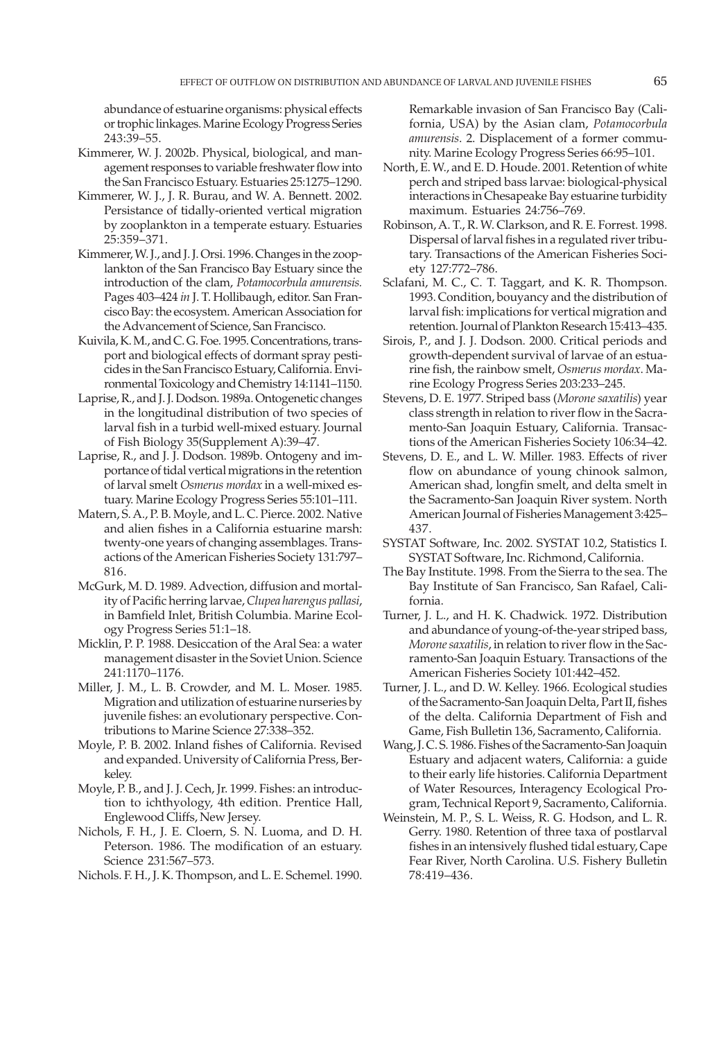abundance of estuarine organisms: physical effects or trophic linkages. Marine Ecology Progress Series 243:39–55.

Kimmerer, W. J. 2002b. Physical, biological, and management responses to variable freshwater flow into the San Francisco Estuary. Estuaries 25:1275–1290.

Kimmerer, W. J., J. R. Burau, and W. A. Bennett. 2002. Persistance of tidally-oriented vertical migration by zooplankton in a temperate estuary. Estuaries 25:359–371.

Kimmerer, W. J., and J. J. Orsi. 1996. Changes in the zooplankton of the San Francisco Bay Estuary since the introduction of the clam, *Potamocorbula amurensis*. Pages 403–424 *in* J. T. Hollibaugh, editor. San Francisco Bay: the ecosystem. American Association for the Advancement of Science, San Francisco.

Kuivila, K. M., and C. G. Foe. 1995. Concentrations, transport and biological effects of dormant spray pesticides in the San Francisco Estuary, California. Environmental Toxicology and Chemistry 14:1141–1150.

Laprise, R., and J. J. Dodson. 1989a. Ontogenetic changes in the longitudinal distribution of two species of larval fish in a turbid well-mixed estuary. Journal of Fish Biology 35(Supplement A):39–47.

Laprise, R., and J. J. Dodson. 1989b. Ontogeny and importance of tidal vertical migrations in the retention of larval smelt *Osmerus mordax* in a well-mixed estuary. Marine Ecology Progress Series 55:101–111.

Matern, S. A., P. B. Moyle, and L. C. Pierce. 2002. Native and alien fishes in a California estuarine marsh: twenty-one years of changing assemblages. Transactions of the American Fisheries Society 131:797–816.

McGurk, M. D. 1989. Advection, diffusion and mortality of Pacific herring larvae, *Clupea harengus pallasi*, in Bamfield Inlet, British Columbia. Marine Ecology Progress Series 51:1–18.

Micklin, P. P. 1988. Desiccation of the Aral Sea: a water management disaster in the Soviet Union. Science 241:1170–1176.

Miller, J. M., L. B. Crowder, and M. L. Moser. 1985. Migration and utilization of estuarine nurseries by juvenile fishes: an evolutionary perspective. Contributions to Marine Science 27:338–352.

Moyle, P. B. 2002. Inland fishes of California. Revised and expanded. University of California Press, Berkeley.

Moyle, P. B., and J. J. Cech, Jr. 1999. Fishes: an introduction to ichthyology, 4th edition. Prentice Hall, Englewood Cliffs, New Jersey.

Nichols, F. H., J. E. Cloern, S. N. Luoma, and D. H. Peterson. 1986. The modification of an estuary. Science 231:567–573.

Nichols. F. H., J. K. Thompson, and L. E. Schemel. 1990. Remarkable invasion of San Francisco Bay (California, USA) by the Asian clam, *Potamocorbula amurensis*. 2. Displacement of a former community. Marine Ecology Progress Series 66:95–101.

North, E. W., and E. D. Houde. 2001. Retention of white perch and striped bass larvae: biological-physical interactions in Chesapeake Bay estuarine turbidity maximum. Estuaries 24:756–769.

Robinson, A. T., R. W. Clarkson, and R. E. Forrest. 1998. Dispersal of larval fishes in a regulated river tributary. Transactions of the American Fisheries Society 127:772–786.

Sclafani, M. C., C. T. Taggart, and K. R. Thompson. 1993. Condition, bouyancy and the distribution of larval fish: implications for vertical migration and retention. Journal of Plankton Research 15:413–435.

Sirois, P., and J. J. Dodson. 2000. Critical periods and growth-dependent survival of larvae of an estuarine fish, the rainbow smelt, *Osmerus mordax*. Marine Ecology Progress Series 203:233–245.

Stevens, D. E. 1977. Striped bass (*Morone saxatilis*) year class strength in relation to river flow in the Sacramento-San Joaquin Estuary, California. Transactions of the American Fisheries Society 106:34–42.

Stevens, D. E., and L. W. Miller. 1983. Effects of river flow on abundance of young chinook salmon, American shad, longfin smelt, and delta smelt in the Sacramento-San Joaquin River system. North American Journal of Fisheries Management 3:425–437.

SYSTAT Software, Inc. 2002. SYSTAT 10.2, Statistics I. SYSTAT Software, Inc. Richmond, California.

The Bay Institute. 1998. From the Sierra to the sea. The Bay Institute of San Francisco, San Rafael, California.

Turner, J. L., and H. K. Chadwick. 1972. Distribution and abundance of young-of-the-year striped bass, *Morone saxatilis*, in relation to river flow in the Sacramento-San Joaquin Estuary. Transactions of the American Fisheries Society 101:442–452.

Turner, J. L., and D. W. Kelley. 1966. Ecological studies of the Sacramento-San Joaquin Delta, Part II, fishes of the delta. California Department of Fish and Game, Fish Bulletin 136, Sacramento, California.

Wang, J. C. S. 1986. Fishes of the Sacramento-San Joaquin Estuary and adjacent waters, California: a guide to their early life histories. California Department of Water Resources, Interagency Ecological Program, Technical Report 9, Sacramento, California.

Weinstein, M. P., S. L. Weiss, R. G. Hodson, and L. R. Gerry. 1980. Retention of three taxa of postlarval fishes in an intensively flushed tidal estuary, Cape Fear River, North Carolina. U.S. Fishery Bulletin 78:419–436.